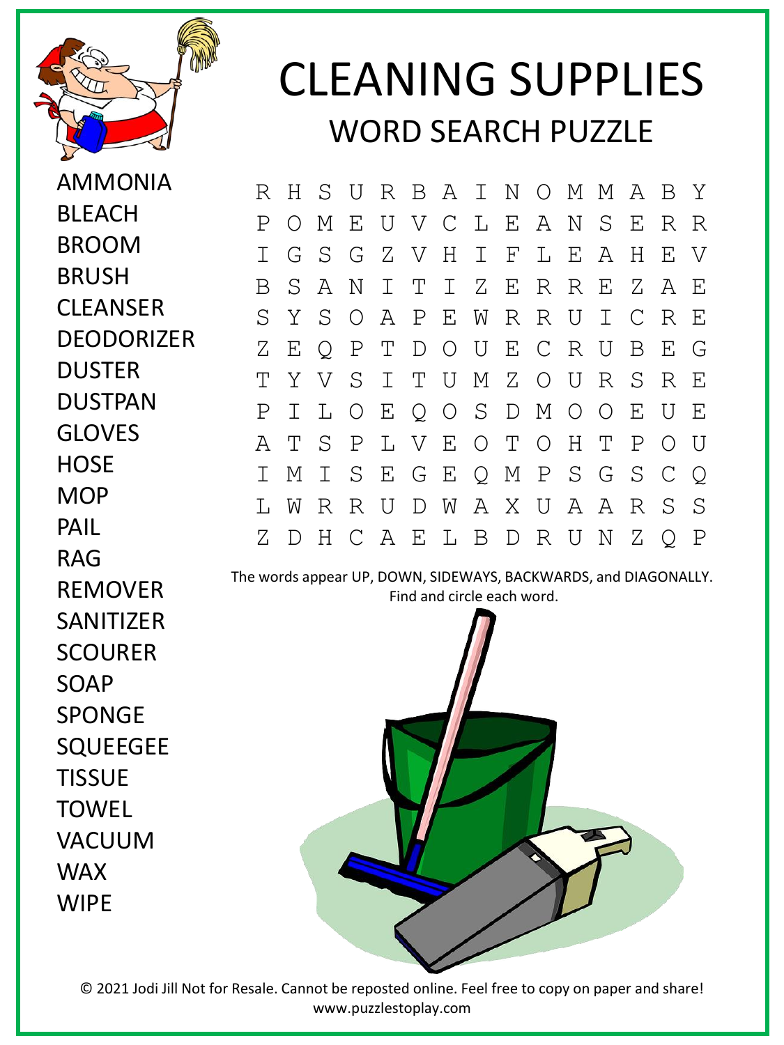# CLEANING SUPPLIES

## WORD SEARCH PUZZLE

- AMMONIA
- BLEACH
- BROOM
- BRUSH
- CLEANSER
- DEODORIZER
- DUSTER
- DUSTPAN
- GLOVES
- HOSE
- MOP
- PAIL
- RAG
- REMOVER
- SANITIZER
- SCOURER
- SOAP
- SPONGE
- SQUEEGEE
- TISSUE
- TOWEL
- VACUUM
- WAX
- WIPE

```
R H S U R B A I N O M M A B Y
P O M E U V C L E A N S E R R
I G S G Z V H I F L E A H E V
B S A N I T I Z E R R E Z A E
S Y S O A P E W R R U I C R E
Z E Q P T D O U E C R U B E G
T Y V S I T U M Z O U R S R E
P I L O E Q O S D M O O E U E
A T S P L V E O T O H T P O U
I M I S E G E Q M P S G S C Q
L W R R U D W A X U A A R S S
Z D H C A E L B D R U N Z Q P
```

The words appear UP, DOWN, SIDEWAYS, BACKWARDS, and DIAGONALLY.
Find and circle each word.

© 2021 Jodi Jill Not for Resale. Cannot be reposted online. Feel free to copy on paper and share!
www.puzzlestoplay.com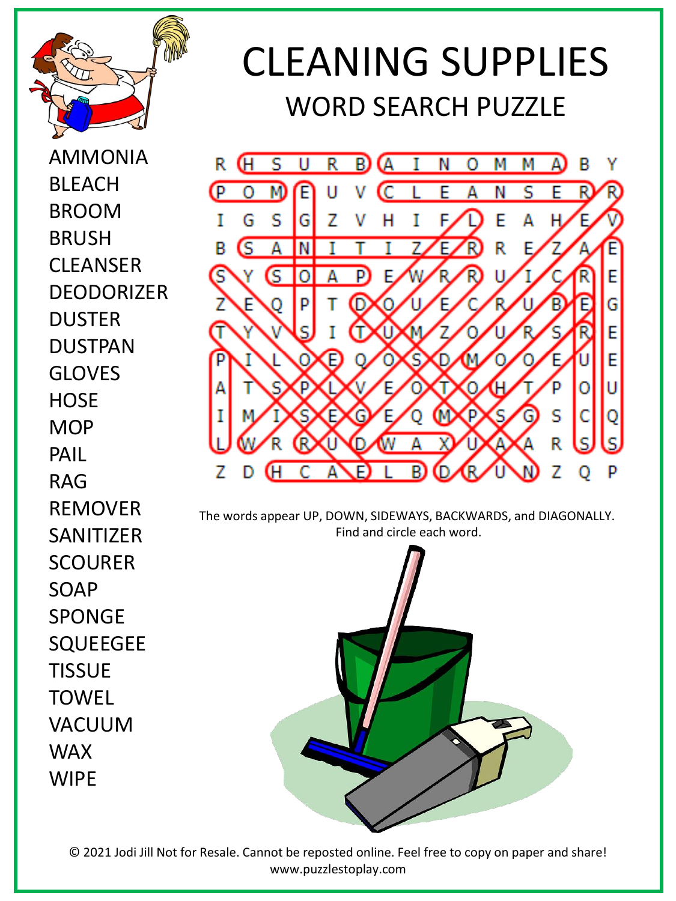# CLEANING SUPPLIES

## WORD SEARCH PUZZLE

AMMONIA
BLEACH
BROOM
BRUSH
CLEANSER
DEODORIZER
DUSTER
DUSTPAN
GLOVES
HOSE
MOP
PAIL
RAG
REMOVER
SANITIZER
SCOURER
SOAP
SPONGE
SQUEEGEE
TISSUE
TOWEL
VACUUM
WAX
WIPE

| | | | | | | | | | | | | | | |
|---|---|---|---|---|---|---|---|---|---|---|---|---|---|---|
| R | H | S | U | R | B | A | I | N | O | M | M | A | B | Y |
| P | O | M | E | U | V | C | L | E | A | N | S | E | R | R |
| I | G | S | G | Z | V | H | I | F | L | E | A | H | E | V |
| B | S | A | N | I | T | I | Z | E | R | R | E | Z | A | E |
| S | Y | S | O | A | P | E | W | R | R | U | I | C | R | E |
| Z | E | Q | P | T | D | O | U | E | C | R | U | B | E | G |
| T | Y | V | S | I | T | U | M | Z | O | U | R | S | R | E |
| P | I | L | O | E | Q | O | S | D | M | O | O | E | U | E |
| A | T | S | P | L | V | E | O | T | O | H | T | P | O | U |
| I | M | I | S | E | G | E | Q | M | P | S | G | S | C | Q |
| L | W | R | R | U | D | W | A | X | U | A | A | R | S | S |
| Z | D | H | C | A | E | L | B | D | R | U | N | Z | Q | P |

The words appear UP, DOWN, SIDEWAYS, BACKWARDS, and DIAGONALLY.
Find and circle each word.

© 2021 Jodi Jill Not for Resale. Cannot be reposted online. Feel free to copy on paper and share!
www.puzzlestoplay.com